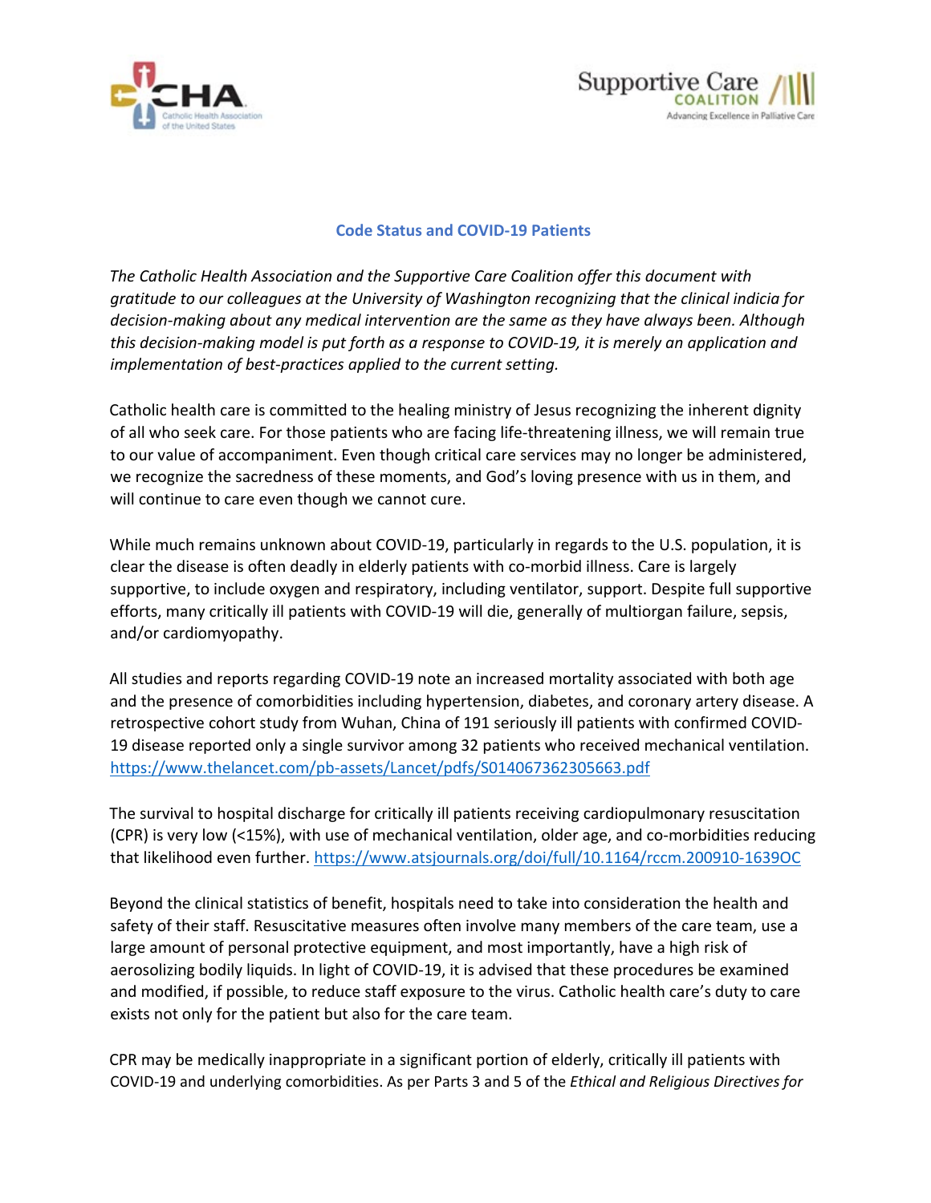## Code Status and COVID-19 Patients

*The Catholic Health Association and the Supportive Care Coalition offer this document with gratitude to our colleagues at the University of Washington recognizing that the clinical indicia for decision-making about any medical intervention are the same as they have always been. Although this decision-making model is put forth as a response to COVID-19, it is merely an application and implementation of best-practices applied to the current setting.*

Catholic health care is committed to the healing ministry of Jesus recognizing the inherent dignity of all who seek care. For those patients who are facing life-threatening illness, we will remain true to our value of accompaniment. Even though critical care services may no longer be administered, we recognize the sacredness of these moments, and God's loving presence with us in them, and will continue to care even though we cannot cure.

While much remains unknown about COVID-19, particularly in regards to the U.S. population, it is clear the disease is often deadly in elderly patients with co-morbid illness. Care is largely supportive, to include oxygen and respiratory, including ventilator, support. Despite full supportive efforts, many critically ill patients with COVID-19 will die, generally of multiorgan failure, sepsis, and/or cardiomyopathy.

All studies and reports regarding COVID-19 note an increased mortality associated with both age and the presence of comorbidities including hypertension, diabetes, and coronary artery disease. A retrospective cohort study from Wuhan, China of 191 seriously ill patients with confirmed COVID-19 disease reported only a single survivor among 32 patients who received mechanical ventilation. https://www.thelancet.com/pb-assets/Lancet/pdfs/S014067362305663.pdf

The survival to hospital discharge for critically ill patients receiving cardiopulmonary resuscitation (CPR) is very low (<15%), with use of mechanical ventilation, older age, and co-morbidities reducing that likelihood even further. https://www.atsjournals.org/doi/full/10.1164/rccm.200910-1639OC

Beyond the clinical statistics of benefit, hospitals need to take into consideration the health and safety of their staff. Resuscitative measures often involve many members of the care team, use a large amount of personal protective equipment, and most importantly, have a high risk of aerosolizing bodily liquids. In light of COVID-19, it is advised that these procedures be examined and modified, if possible, to reduce staff exposure to the virus. Catholic health care's duty to care exists not only for the patient but also for the care team.

CPR may be medically inappropriate in a significant portion of elderly, critically ill patients with COVID-19 and underlying comorbidities. As per Parts 3 and 5 of the *Ethical and Religious Directives for*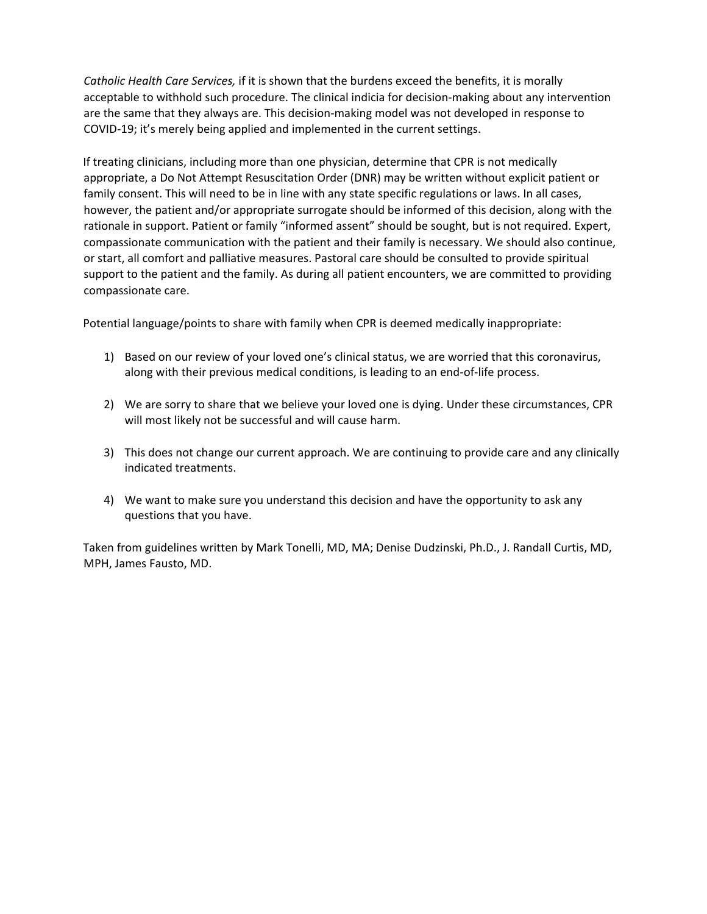*Catholic Health Care Services,* if it is shown that the burdens exceed the benefits, it is morally acceptable to withhold such procedure. The clinical indicia for decision-making about any intervention are the same that they always are. This decision-making model was not developed in response to COVID-19; it's merely being applied and implemented in the current settings.

If treating clinicians, including more than one physician, determine that CPR is not medically appropriate, a Do Not Attempt Resuscitation Order (DNR) may be written without explicit patient or family consent. This will need to be in line with any state specific regulations or laws. In all cases, however, the patient and/or appropriate surrogate should be informed of this decision, along with the rationale in support. Patient or family "informed assent" should be sought, but is not required. Expert, compassionate communication with the patient and their family is necessary. We should also continue, or start, all comfort and palliative measures. Pastoral care should be consulted to provide spiritual support to the patient and the family. As during all patient encounters, we are committed to providing compassionate care.

Potential language/points to share with family when CPR is deemed medically inappropriate:

1) Based on our review of your loved one's clinical status, we are worried that this coronavirus, along with their previous medical conditions, is leading to an end-of-life process.

2) We are sorry to share that we believe your loved one is dying. Under these circumstances, CPR will most likely not be successful and will cause harm.

3) This does not change our current approach. We are continuing to provide care and any clinically indicated treatments.

4) We want to make sure you understand this decision and have the opportunity to ask any questions that you have.

Taken from guidelines written by Mark Tonelli, MD, MA; Denise Dudzinski, Ph.D., J. Randall Curtis, MD, MPH, James Fausto, MD.